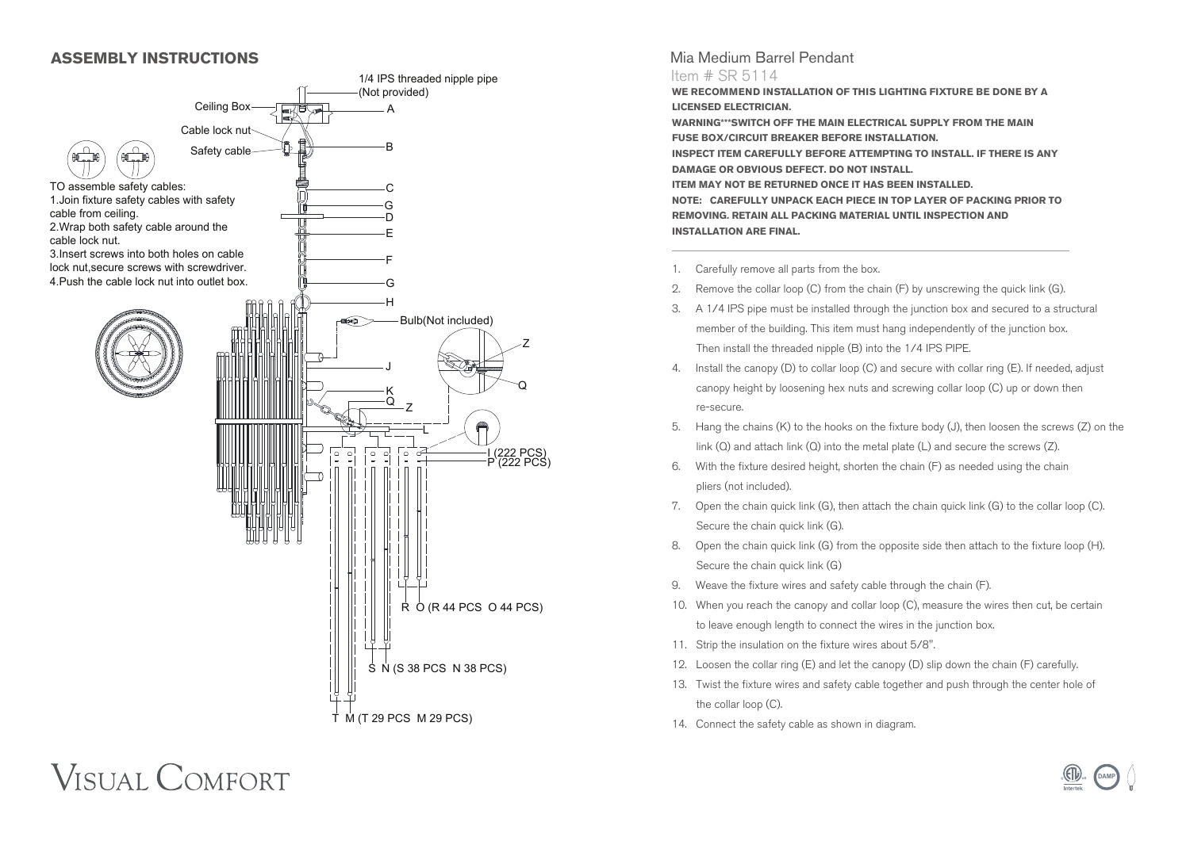## ASSEMBLY INSTRUCTIONS

1/4 IPS threaded nipple pipe (Not provided)

Ceiling Box — A

Cable lock nut

Safety cable — B

TO assemble safety cables:
1.Join fixture safety cables with safety cable from ceiling.
2.Wrap both safety cable around the cable lock nut.
3.Insert screws into both holes on cable lock nut,secure screws with screwdriver.
4.Push the cable lock nut into outlet box.

C, G, D, E, F, G, H

Bulb(Not included)

Z, J, Q, K, Q, Z, L

I (222 PCS)
P (222 PCS)

R O (R 44 PCS O 44 PCS)

S N (S 38 PCS N 38 PCS)

T M (T 29 PCS M 29 PCS)

# Mia Medium Barrel Pendant

Item # SR 5114

**WE RECOMMEND INSTALLATION OF THIS LIGHTING FIXTURE BE DONE BY A LICENSED ELECTRICIAN.**

**WARNING***SWITCH OFF THE MAIN ELECTRICAL SUPPLY FROM THE MAIN FUSE BOX/CIRCUIT BREAKER BEFORE INSTALLATION.**

**INSPECT ITEM CAREFULLY BEFORE ATTEMPTING TO INSTALL. IF THERE IS ANY DAMAGE OR OBVIOUS DEFECT. DO NOT INSTALL.**

**ITEM MAY NOT BE RETURNED ONCE IT HAS BEEN INSTALLED.**

**NOTE: CAREFULLY UNPACK EACH PIECE IN TOP LAYER OF PACKING PRIOR TO REMOVING. RETAIN ALL PACKING MATERIAL UNTIL INSPECTION AND INSTALLATION ARE FINAL.**

1. Carefully remove all parts from the box.
2. Remove the collar loop (C) from the chain (F) by unscrewing the quick link (G).
3. A 1/4 IPS pipe must be installed through the junction box and secured to a structural member of the building. This item must hang independently of the junction box. Then install the threaded nipple (B) into the 1/4 IPS PIPE.
4. Install the canopy (D) to collar loop (C) and secure with collar ring (E). If needed, adjust canopy height by loosening hex nuts and screwing collar loop (C) up or down then re-secure.
5. Hang the chains (K) to the hooks on the fixture body (J), then loosen the screws (Z) on the link (Q) and attach link (Q) into the metal plate (L) and secure the screws (Z).
6. With the fixture desired height, shorten the chain (F) as needed using the chain pliers (not included).
7. Open the chain quick link (G), then attach the chain quick link (G) to the collar loop (C). Secure the chain quick link (G).
8. Open the chain quick link (G) from the opposite side then attach to the fixture loop (H). Secure the chain quick link (G)
9. Weave the fixture wires and safety cable through the chain (F).
10. When you reach the canopy and collar loop (C), measure the wires then cut, be certain to leave enough length to connect the wires in the junction box.
11. Strip the insulation on the fixture wires about 5/8".
12. Loosen the collar ring (E) and let the canopy (D) slip down the chain (F) carefully.
13. Twist the fixture wires and safety cable together and push through the center hole of the collar loop (C).
14. Connect the safety cable as shown in diagram.

VISUAL COMFORT

Intertek DAMP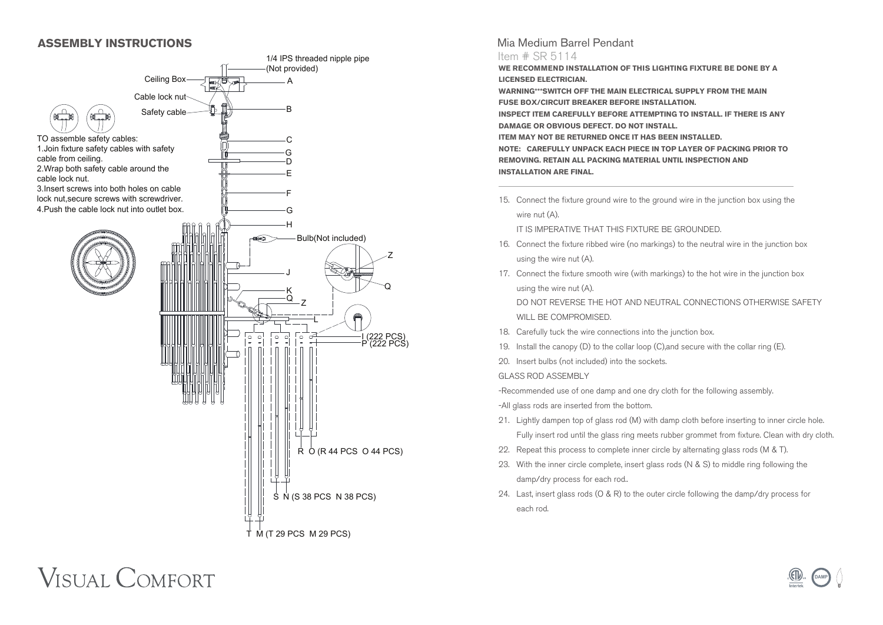## ASSEMBLY INSTRUCTIONS

1/4 IPS threaded nipple pipe (Not provided)

Ceiling Box — A

Cable lock nut

Safety cable — B

TO assemble safety cables:
1. Join fixture safety cables with safety cable from ceiling.
2. Wrap both safety cable around the cable lock nut.
3. Insert screws into both holes on cable lock nut,secure screws with screwdriver.
4. Push the cable lock nut into outlet box.

C
G
D
E
F
G
H

Bulb(Not included)

Z
J
Q
K
Q
Z
L

I (222 PCS)
P (222 PCS)

R O (R 44 PCS O 44 PCS)

S N (S 38 PCS N 38 PCS)

T M (T 29 PCS M 29 PCS)

# Mia Medium Barrel Pendant

Item # SR 5114

**WE RECOMMEND INSTALLATION OF THIS LIGHTING FIXTURE BE DONE BY A LICENSED ELECTRICIAN.**

**WARNING\*\*\*SWITCH OFF THE MAIN ELECTRICAL SUPPLY FROM THE MAIN FUSE BOX/CIRCUIT BREAKER BEFORE INSTALLATION.**

**INSPECT ITEM CAREFULLY BEFORE ATTEMPTING TO INSTALL. IF THERE IS ANY DAMAGE OR OBVIOUS DEFECT. DO NOT INSTALL.**

**ITEM MAY NOT BE RETURNED ONCE IT HAS BEEN INSTALLED.**

**NOTE: CAREFULLY UNPACK EACH PIECE IN TOP LAYER OF PACKING PRIOR TO REMOVING. RETAIN ALL PACKING MATERIAL UNTIL INSPECTION AND INSTALLATION ARE FINAL.**

15. Connect the fixture ground wire to the ground wire in the junction box using the wire nut (A).

    IT IS IMPERATIVE THAT THIS FIXTURE BE GROUNDED.
16. Connect the fixture ribbed wire (no markings) to the neutral wire in the junction box using the wire nut (A).
17. Connect the fixture smooth wire (with markings) to the hot wire in the junction box using the wire nut (A).

    DO NOT REVERSE THE HOT AND NEUTRAL CONNECTIONS OTHERWISE SAFETY WILL BE COMPROMISED.
18. Carefully tuck the wire connections into the junction box.
19. Install the canopy (D) to the collar loop (C),and secure with the collar ring (E).
20. Insert bulbs (not included) into the sockets.

GLASS ROD ASSEMBLY

-Recommended use of one damp and one dry cloth for the following assembly.

-All glass rods are inserted from the bottom.

21. Lightly dampen top of glass rod (M) with damp cloth before inserting to inner circle hole. Fully insert rod until the glass ring meets rubber grommet from fixture. Clean with dry cloth.
22. Repeat this process to complete inner circle by alternating glass rods (M & T).
23. With the inner circle complete, insert glass rods (N & S) to middle ring following the damp/dry process for each rod..
24. Last, insert glass rods (O & R) to the outer circle following the damp/dry process for each rod.

VISUAL COMFORT

DAMP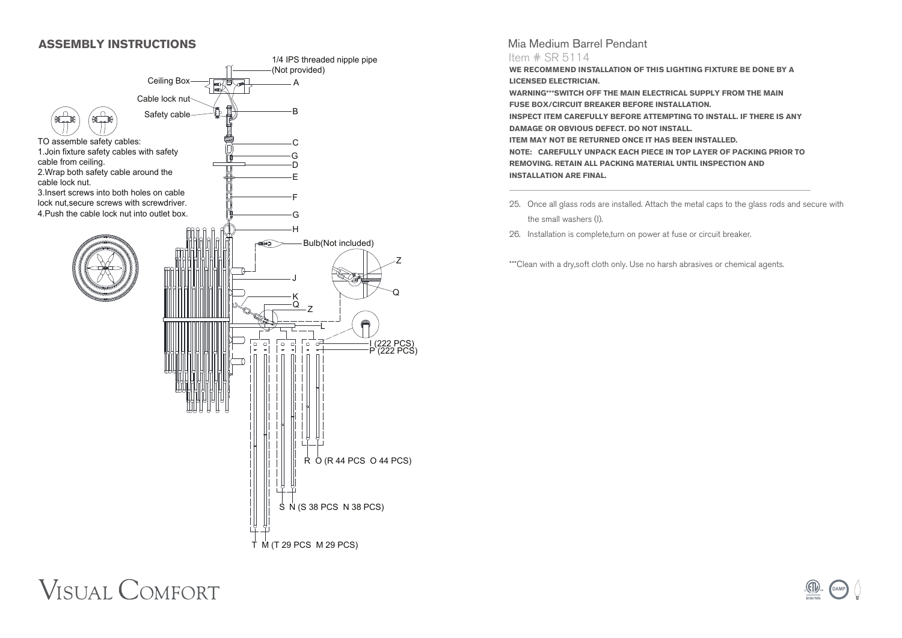## ASSEMBLY INSTRUCTIONS

1/4 IPS threaded nipple pipe (Not provided)

Ceiling Box

A

Cable lock nut

Safety cable

B

TO assemble safety cables:
1.Join fixture safety cables with safety cable from ceiling.
2.Wrap both safety cable around the cable lock nut.
3.Insert screws into both holes on cable lock nut,secure screws with screwdriver.
4.Push the cable lock nut into outlet box.

C
G
D
E
F
G
H

Bulb(Not included)

Z
J
Q
K
Q
Z
L

I (222 PCS)
P (222 PCS)

R O (R 44 PCS O 44 PCS)

S N (S 38 PCS N 38 PCS)

T M (T 29 PCS M 29 PCS)

# Mia Medium Barrel Pendant

Item # SR 5114

**WE RECOMMEND INSTALLATION OF THIS LIGHTING FIXTURE BE DONE BY A LICENSED ELECTRICIAN.**

**WARNING***SWITCH OFF THE MAIN ELECTRICAL SUPPLY FROM THE MAIN FUSE BOX/CIRCUIT BREAKER BEFORE INSTALLATION.**

**INSPECT ITEM CAREFULLY BEFORE ATTEMPTING TO INSTALL. IF THERE IS ANY DAMAGE OR OBVIOUS DEFECT. DO NOT INSTALL.**

**ITEM MAY NOT BE RETURNED ONCE IT HAS BEEN INSTALLED.**

**NOTE: CAREFULLY UNPACK EACH PIECE IN TOP LAYER OF PACKING PRIOR TO REMOVING. RETAIN ALL PACKING MATERIAL UNTIL INSPECTION AND INSTALLATION ARE FINAL.**

25. Once all glass rods are installed. Attach the metal caps to the glass rods and secure with the small washers (I).
26. Installation is complete,turn on power at fuse or circuit breaker.

***Clean with a dry,soft cloth only. Use no harsh abrasives or chemical agents.

VISUAL COMFORT

Intertek DAMP